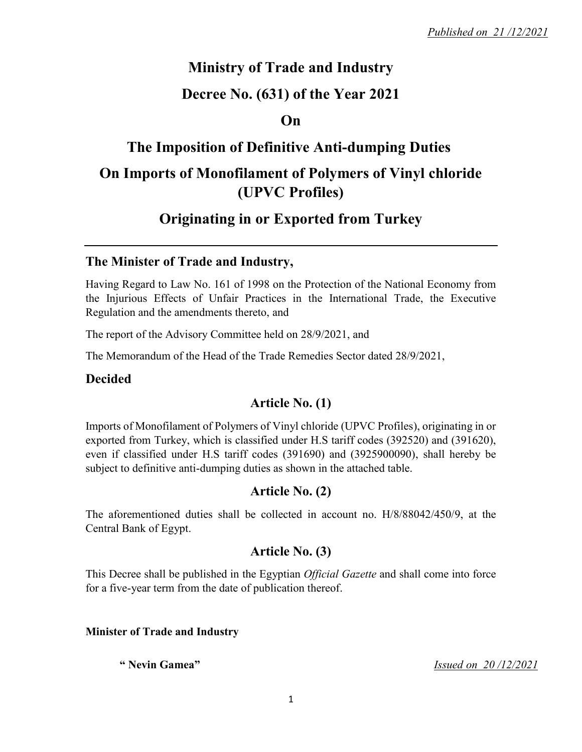*Published on 21 /12/2021*

# Ministry of Trade and Industry

# Decree No. (631) of the Year 2021

# On

# The Imposition of Definitive Anti-dumping Duties

# On Imports of Monofilament of Polymers of Vinyl chloride (UPVC Profiles)

# Originating in or Exported from Turkey

---

## The Minister of Trade and Industry,

Having Regard to Law No. 161 of 1998 on the Protection of the National Economy from the Injurious Effects of Unfair Practices in the International Trade, the Executive Regulation and the amendments thereto, and

The report of the Advisory Committee held on 28/9/2021, and

The Memorandum of the Head of the Trade Remedies Sector dated 28/9/2021,

## Decided

### Article No. (1)

Imports of Monofilament of Polymers of Vinyl chloride (UPVC Profiles), originating in or exported from Turkey, which is classified under H.S tariff codes (392520) and (391620), even if classified under H.S tariff codes (391690) and (3925900090), shall hereby be subject to definitive anti-dumping duties as shown in the attached table.

### Article No. (2)

The aforementioned duties shall be collected in account no. H/8/88042/450/9, at the Central Bank of Egypt.

### Article No. (3)

This Decree shall be published in the Egyptian *Official Gazette* and shall come into force for a five-year term from the date of publication thereof.

**Minister of Trade and Industry**

**" Nevin Gamea"**

*Issued on 20 /12/2021*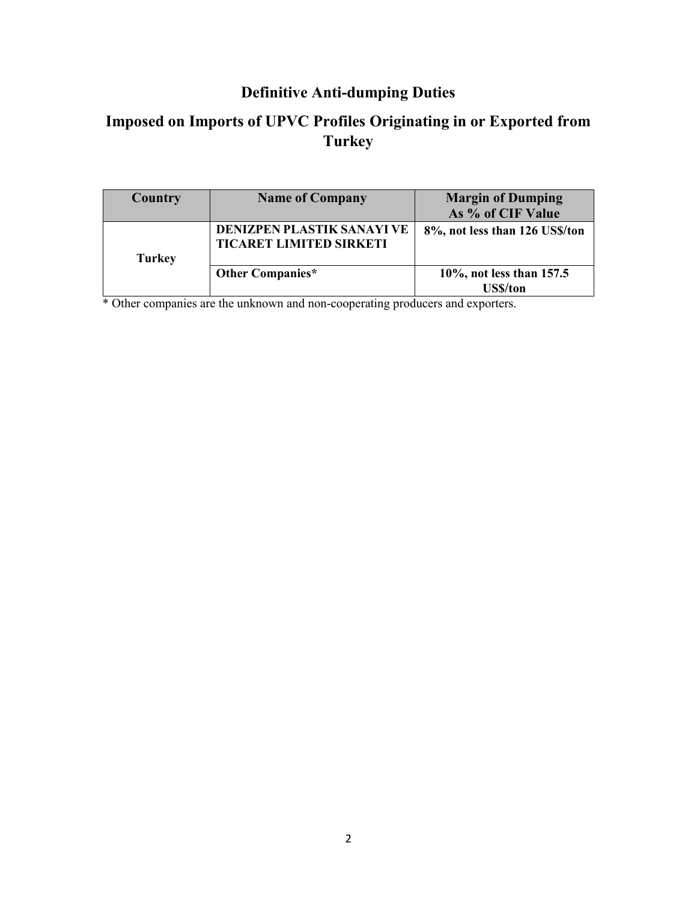# Definitive Anti-dumping Duties

## Imposed on Imports of UPVC Profiles Originating in or Exported from Turkey

| Country | Name of Company | Margin of Dumping As % of CIF Value |
|---|---|---|
| Turkey | DENIZPEN PLASTIK SANAYI VE TICARET LIMITED SIRKETI | 8%, not less than 126 US$/ton |
| | Other Companies* | 10%, not less than 157.5 US$/ton |

* Other companies are the unknown and non-cooperating producers and exporters.